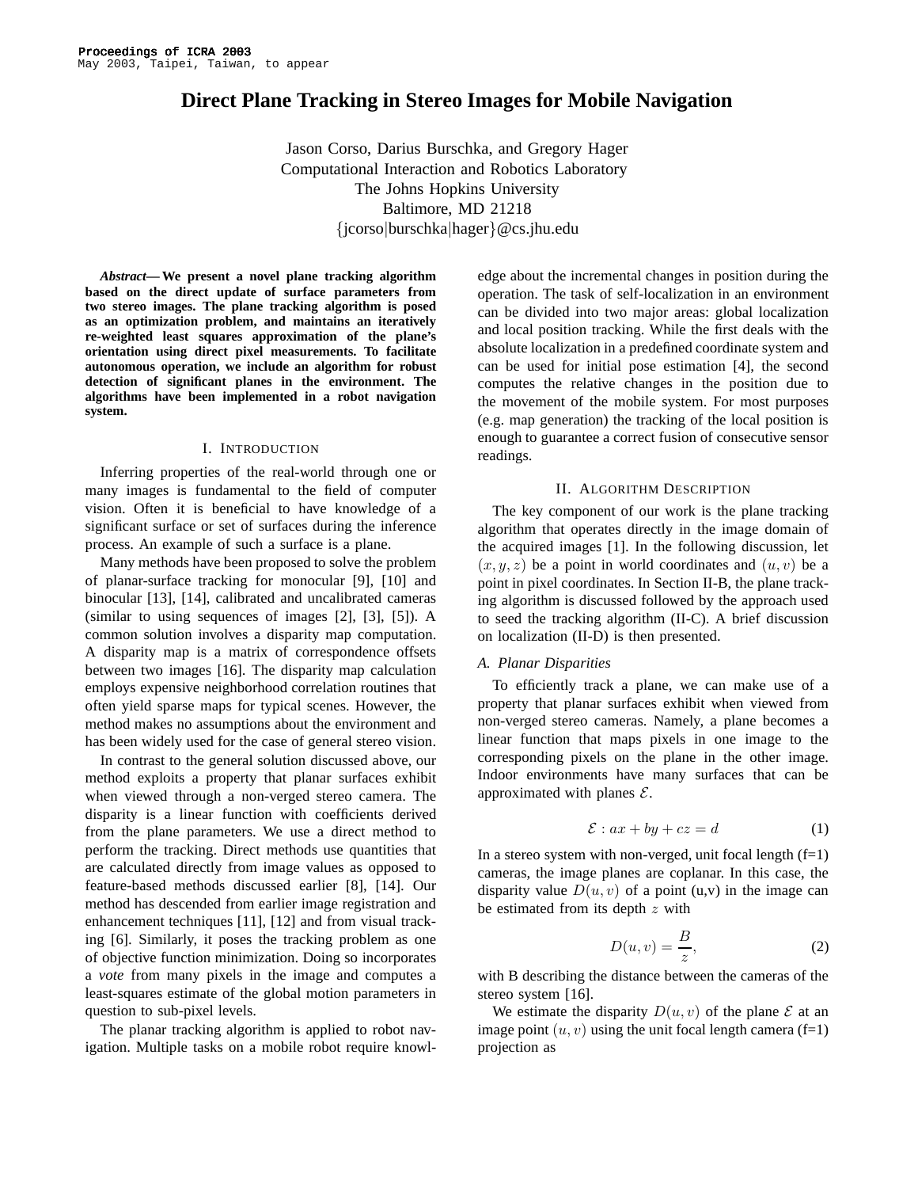# Direct Plane Tracking in Stereo Images for Mobile Navigation

Jason Corso, Darius Burschka, and Gregory Hager
Computational Interaction and Robotics Laboratory
The Johns Hopkins University
Baltimore, MD 21218
{jcorso|burschka|hager}@cs.jhu.edu

***Abstract*— We present a novel plane tracking algorithm based on the direct update of surface parameters from two stereo images. The plane tracking algorithm is posed as an optimization problem, and maintains an iteratively re-weighted least squares approximation of the plane's orientation using direct pixel measurements. To facilitate autonomous operation, we include an algorithm for robust detection of significant planes in the environment. The algorithms have been implemented in a robot navigation system.**

## I. Introduction

Inferring properties of the real-world through one or many images is fundamental to the field of computer vision. Often it is beneficial to have knowledge of a significant surface or set of surfaces during the inference process. An example of such a surface is a plane.

Many methods have been proposed to solve the problem of planar-surface tracking for monocular [9], [10] and binocular [13], [14], calibrated and uncalibrated cameras (similar to using sequences of images [2], [3], [5]). A common solution involves a disparity map computation. A disparity map is a matrix of correspondence offsets between two images [16]. The disparity map calculation employs expensive neighborhood correlation routines that often yield sparse maps for typical scenes. However, the method makes no assumptions about the environment and has been widely used for the case of general stereo vision.

In contrast to the general solution discussed above, our method exploits a property that planar surfaces exhibit when viewed through a non-verged stereo camera. The disparity is a linear function with coefficients derived from the plane parameters. We use a direct method to perform the tracking. Direct methods use quantities that are calculated directly from image values as opposed to feature-based methods discussed earlier [8], [14]. Our method has descended from earlier image registration and enhancement techniques [11], [12] and from visual tracking [6]. Similarly, it poses the tracking problem as one of objective function minimization. Doing so incorporates a *vote* from many pixels in the image and computes a least-squares estimate of the global motion parameters in question to sub-pixel levels.

The planar tracking algorithm is applied to robot navigation. Multiple tasks on a mobile robot require knowledge about the incremental changes in position during the operation. The task of self-localization in an environment can be divided into two major areas: global localization and local position tracking. While the first deals with the absolute localization in a predefined coordinate system and can be used for initial pose estimation [4], the second computes the relative changes in the position due to the movement of the mobile system. For most purposes (e.g. map generation) the tracking of the local position is enough to guarantee a correct fusion of consecutive sensor readings.

## II. Algorithm Description

The key component of our work is the plane tracking algorithm that operates directly in the image domain of the acquired images [1]. In the following discussion, let $(x, y, z)$ be a point in world coordinates and $(u, v)$ be a point in pixel coordinates. In Section II-B, the plane tracking algorithm is discussed followed by the approach used to seed the tracking algorithm (II-C). A brief discussion on localization (II-D) is then presented.

### A. Planar Disparities

To efficiently track a plane, we can make use of a property that planar surfaces exhibit when viewed from non-verged stereo cameras. Namely, a plane becomes a linear function that maps pixels in one image to the corresponding pixels on the plane in the other image. Indoor environments have many surfaces that can be approximated with planes $\mathcal{E}$.

$$\mathcal{E} : ax + by + cz = d \tag{1}$$

In a stereo system with non-verged, unit focal length (f=1) cameras, the image planes are coplanar. In this case, the disparity value $D(u, v)$ of a point (u,v) in the image can be estimated from its depth $z$ with

$$D(u, v) = \frac{B}{z}, \tag{2}$$

with B describing the distance between the cameras of the stereo system [16].

We estimate the disparity $D(u, v)$ of the plane $\mathcal{E}$ at an image point $(u, v)$ using the unit focal length camera (f=1) projection as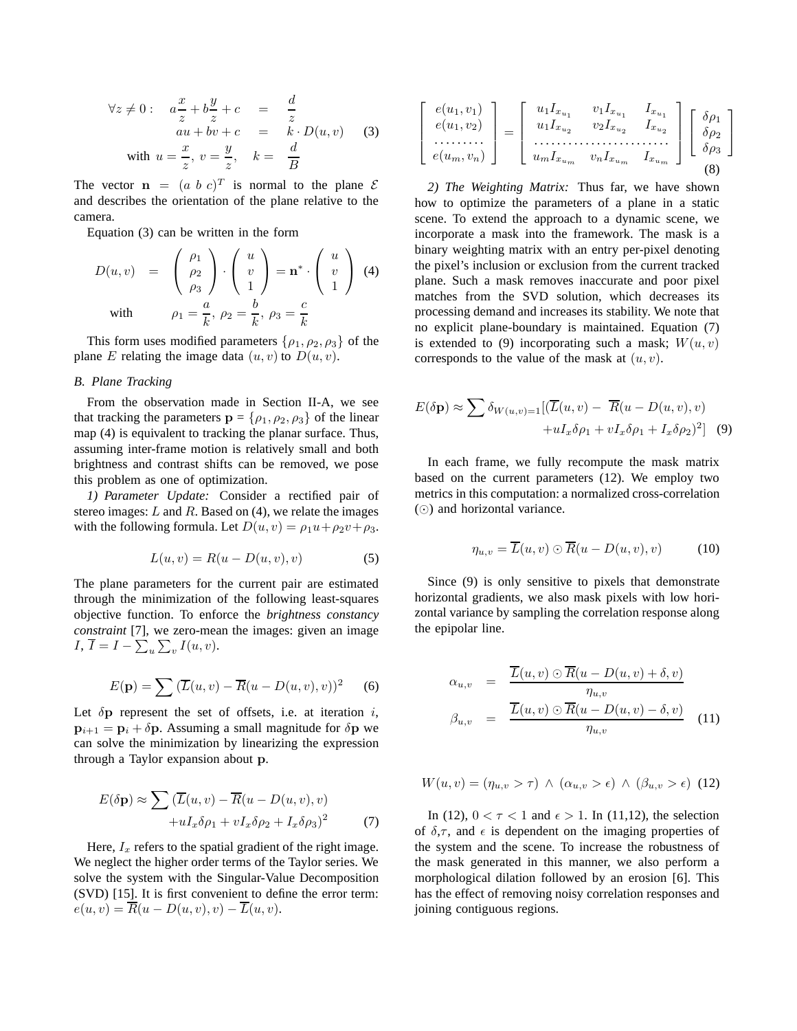$$
\begin{aligned}
\forall z \neq 0: \quad a\frac{x}{z} + b\frac{y}{z} + c &= \frac{d}{z} \\
au + bv + c &= k \cdot D(u,v) \qquad (3) \\
\text{with } u = \frac{x}{z},\ v = \frac{y}{z}, \quad k &= \frac{d}{B}
\end{aligned}
$$

The vector $\mathbf{n} = (a\ b\ c)^T$ is normal to the plane $\mathcal{E}$ and describes the orientation of the plane relative to the camera.

Equation (3) can be written in the form

$$
\begin{aligned}
D(u,v) &= \begin{pmatrix} \rho_1 \\ \rho_2 \\ \rho_3 \end{pmatrix} \cdot \begin{pmatrix} u \\ v \\ 1 \end{pmatrix} = \mathbf{n}^* \cdot \begin{pmatrix} u \\ v \\ 1 \end{pmatrix} \qquad (4) \\
\text{with} \quad & \rho_1 = \frac{a}{k},\ \rho_2 = \frac{b}{k},\ \rho_3 = \frac{c}{k}
\end{aligned}
$$

This form uses modified parameters $\{\rho_1, \rho_2, \rho_3\}$ of the plane $E$ relating the image data $(u,v)$ to $D(u,v)$.

### *B. Plane Tracking*

From the observation made in Section II-A, we see that tracking the parameters $\mathbf{p} = \{\rho_1, \rho_2, \rho_3\}$ of the linear map (4) is equivalent to tracking the planar surface. Thus, assuming inter-frame motion is relatively small and both brightness and contrast shifts can be removed, we pose this problem as one of optimization.

*1) Parameter Update:* Consider a rectified pair of stereo images: $L$ and $R$. Based on (4), we relate the images with the following formula. Let $D(u,v) = \rho_1 u + \rho_2 v + \rho_3$.

$$
L(u,v) = R(u - D(u,v), v) \qquad (5)
$$

The plane parameters for the current pair are estimated through the minimization of the following least-squares objective function. To enforce the *brightness constancy constraint* [7], we zero-mean the images: given an image $I$, $\overline{I} = I - \sum_u \sum_v I(u,v)$.

$$
E(\mathbf{p}) = \sum (\overline{L}(u,v) - \overline{R}(u - D(u,v), v))^2 \qquad (6)
$$

Let $\delta\mathbf{p}$ represent the set of offsets, i.e. at iteration $i$, $\mathbf{p}_{i+1} = \mathbf{p}_i + \delta\mathbf{p}$. Assuming a small magnitude for $\delta\mathbf{p}$ we can solve the minimization by linearizing the expression through a Taylor expansion about $\mathbf{p}$.

$$
\begin{aligned}
E(\delta\mathbf{p}) \approx \sum (\overline{L}(u,v) - \overline{R}(u - D(u,v), v) \\
+ uI_x\delta\rho_1 + vI_x\delta\rho_2 + I_x\delta\rho_3)^2 \qquad (7)
\end{aligned}
$$

Here, $I_x$ refers to the spatial gradient of the right image. We neglect the higher order terms of the Taylor series. We solve the system with the Singular-Value Decomposition (SVD) [15]. It is first convenient to define the error term: $e(u,v) = \overline{R}(u - D(u,v), v) - \overline{L}(u,v)$.

$$
\begin{bmatrix} e(u_1,v_1) \\ e(u_1,v_2) \\ \cdots\cdots\cdots \\ e(u_m,v_n) \end{bmatrix} = \begin{bmatrix} u_1 I_{x_{u_1}} & v_1 I_{x_{u_1}} & I_{x_{u_1}} \\ u_1 I_{x_{u_2}} & v_2 I_{x_{u_2}} & I_{x_{u_2}} \\ \cdots\cdots\cdots & \cdots\cdots\cdots & \cdots\cdots \\ u_m I_{x_{u_m}} & v_n I_{x_{u_m}} & I_{x_{u_m}} \end{bmatrix} \begin{bmatrix} \delta\rho_1 \\ \delta\rho_2 \\ \delta\rho_3 \end{bmatrix} \qquad (8)
$$

*2) The Weighting Matrix:* Thus far, we have shown how to optimize the parameters of a plane in a static scene. To extend the approach to a dynamic scene, we incorporate a mask into the framework. The mask is a binary weighting matrix with an entry per-pixel denoting the pixel's inclusion or exclusion from the current tracked plane. Such a mask removes inaccurate and poor pixel matches from the SVD solution, which decreases its processing demand and increases its stability. We note that no explicit plane-boundary is maintained. Equation (7) is extended to (9) incorporating such a mask; $W(u,v)$ corresponds to the value of the mask at $(u,v)$.

$$
\begin{aligned}
E(\delta\mathbf{p}) \approx \sum \delta_{W(u,v)=1}[(\overline{L}(u,v) - \overline{R}(u - D(u,v), v) \\
+ uI_x\delta\rho_1 + vI_x\delta\rho_1 + I_x\delta\rho_2)^2] \qquad (9)
\end{aligned}
$$

In each frame, we fully recompute the mask matrix based on the current parameters (12). We employ two metrics in this computation: a normalized cross-correlation ($\odot$) and horizontal variance.

$$
\eta_{u,v} = \overline{L}(u,v) \odot \overline{R}(u - D(u,v), v) \qquad (10)
$$

Since (9) is only sensitive to pixels that demonstrate horizontal gradients, we also mask pixels with low horizontal variance by sampling the correlation response along the epipolar line.

$$
\begin{aligned}
\alpha_{u,v} &= \frac{\overline{L}(u,v) \odot \overline{R}(u - D(u,v) + \delta, v)}{\eta_{u,v}} \\
\beta_{u,v} &= \frac{\overline{L}(u,v) \odot \overline{R}(u - D(u,v) - \delta, v)}{\eta_{u,v}} \qquad (11)
\end{aligned}
$$

$$
W(u,v) = (\eta_{u,v} > \tau) \wedge (\alpha_{u,v} > \epsilon) \wedge (\beta_{u,v} > \epsilon) \qquad (12)
$$

In (12), $0 < \tau < 1$ and $\epsilon > 1$. In (11,12), the selection of $\delta$,$\tau$, and $\epsilon$ is dependent on the imaging properties of the system and the scene. To increase the robustness of the mask generated in this manner, we also perform a morphological dilation followed by an erosion [6]. This has the effect of removing noisy correlation responses and joining contiguous regions.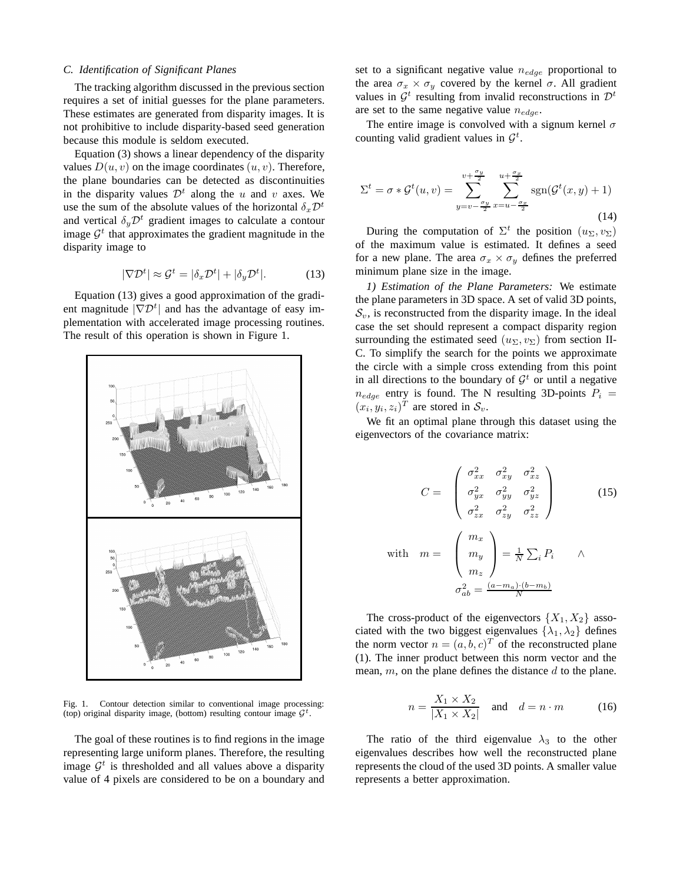### C. Identification of Significant Planes

The tracking algorithm discussed in the previous section requires a set of initial guesses for the plane parameters. These estimates are generated from disparity images. It is not prohibitive to include disparity-based seed generation because this module is seldom executed.

Equation (3) shows a linear dependency of the disparity values $D(u, v)$ on the image coordinates $(u, v)$. Therefore, the plane boundaries can be detected as discontinuities in the disparity values $\mathcal{D}^t$ along the $u$ and $v$ axes. We use the sum of the absolute values of the horizontal $\delta_x \mathcal{D}^t$ and vertical $\delta_y \mathcal{D}^t$ gradient images to calculate a contour image $\mathcal{G}^t$ that approximates the gradient magnitude in the disparity image to

$$|\nabla \mathcal{D}^t| \approx \mathcal{G}^t = |\delta_x \mathcal{D}^t| + |\delta_y \mathcal{D}^t|. \tag{13}$$

Equation (13) gives a good approximation of the gradient magnitude $|\nabla \mathcal{D}^t|$ and has the advantage of easy implementation with accelerated image processing routines. The result of this operation is shown in Figure 1.

Fig. 1. Contour detection similar to conventional image processing: (top) original disparity image, (bottom) resulting contour image $\mathcal{G}^t$.

The goal of these routines is to find regions in the image representing large uniform planes. Therefore, the resulting image $\mathcal{G}^t$ is thresholded and all values above a disparity value of 4 pixels are considered to be on a boundary and set to a significant negative value $n_{edge}$ proportional to the area $\sigma_x \times \sigma_y$ covered by the kernel $\sigma$. All gradient values in $\mathcal{G}^t$ resulting from invalid reconstructions in $\mathcal{D}^t$ are set to the same negative value $n_{edge}$.

The entire image is convolved with a signum kernel $\sigma$ counting valid gradient values in $\mathcal{G}^t$.

$$\Sigma^t = \sigma * \mathcal{G}^t(u, v) = \sum_{y=v-\frac{\sigma_y}{2}}^{v+\frac{\sigma_y}{2}} \sum_{x=u-\frac{\sigma_x}{2}}^{u+\frac{\sigma_x}{2}} \text{sgn}(\mathcal{G}^t(x, y) + 1) \tag{14}$$

During the computation of $\Sigma^t$ the position $(u_\Sigma, v_\Sigma)$ of the maximum value is estimated. It defines a seed for a new plane. The area $\sigma_x \times \sigma_y$ defines the preferred minimum plane size in the image.

*1) Estimation of the Plane Parameters:* We estimate the plane parameters in 3D space. A set of valid 3D points, $\mathcal{S}_v$, is reconstructed from the disparity image. In the ideal case the set should represent a compact disparity region surrounding the estimated seed $(u_\Sigma, v_\Sigma)$ from section II-C. To simplify the search for the points we approximate the circle with a simple cross extending from this point in all directions to the boundary of $\mathcal{G}^t$ or until a negative $n_{edge}$ entry is found. The N resulting 3D-points $P_i = (x_i, y_i, z_i)^T$ are stored in $\mathcal{S}_v$.

We fit an optimal plane through this dataset using the eigenvectors of the covariance matrix:

$$C = \begin{pmatrix} \sigma_{xx}^2 & \sigma_{xy}^2 & \sigma_{xz}^2 \\ \sigma_{yx}^2 & \sigma_{yy}^2 & \sigma_{yz}^2 \\ \sigma_{zx}^2 & \sigma_{zy}^2 & \sigma_{zz}^2 \end{pmatrix} \tag{15}$$

$$\text{with} \quad m = \begin{pmatrix} m_x \\ m_y \\ m_z \end{pmatrix} = \frac{1}{N} \sum_i P_i \qquad \wedge \qquad \sigma_{ab}^2 = \frac{(a-m_a)\cdot(b-m_b)}{N}$$

The cross-product of the eigenvectors $\{X_1, X_2\}$ associated with the two biggest eigenvalues $\{\lambda_1, \lambda_2\}$ defines the norm vector $n = (a, b, c)^T$ of the reconstructed plane (1). The inner product between this norm vector and the mean, $m$, on the plane defines the distance $d$ to the plane.

$$n = \frac{X_1 \times X_2}{|X_1 \times X_2|} \quad \text{and} \quad d = n \cdot m \tag{16}$$

The ratio of the third eigenvalue $\lambda_3$ to the other eigenvalues describes how well the reconstructed plane represents the cloud of the used 3D points. A smaller value represents a better approximation.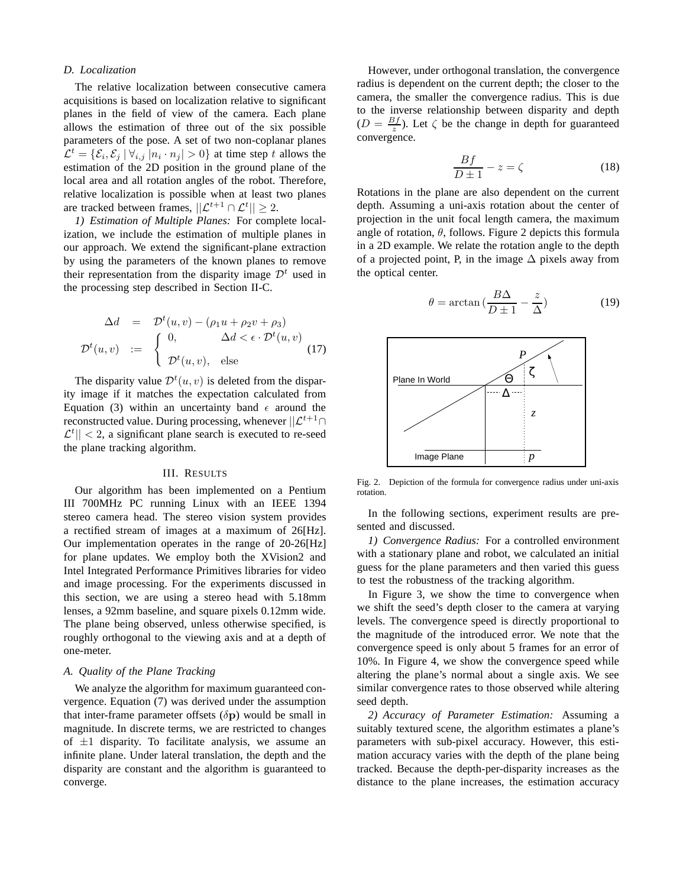### D. Localization

The relative localization between consecutive camera acquisitions is based on localization relative to significant planes in the field of view of the camera. Each plane allows the estimation of three out of the six possible parameters of the pose. A set of two non-coplanar planes $\mathcal{L}^t = \{\mathcal{E}_i, \mathcal{E}_j \mid \forall_{i,j} |n_i \cdot n_j| > 0\}$ at time step $t$ allows the estimation of the 2D position in the ground plane of the local area and all rotation angles of the robot. Therefore, relative localization is possible when at least two planes are tracked between frames, $||\mathcal{L}^{t+1} \cap \mathcal{L}^t|| \geq 2$.

*1) Estimation of Multiple Planes:* For complete localization, we include the estimation of multiple planes in our approach. We extend the significant-plane extraction by using the parameters of the known planes to remove their representation from the disparity image $\mathcal{D}^t$ used in the processing step described in Section II-C.

$$
\begin{aligned}
\Delta d &= \mathcal{D}^t(u,v) - (\rho_1 u + \rho_2 v + \rho_3) \\
\mathcal{D}^t(u,v) &:= \begin{cases} 0, & \Delta d < \epsilon \cdot \mathcal{D}^t(u,v) \\ \mathcal{D}^t(u,v), & \text{else} \end{cases}
\end{aligned}
\tag{17}
$$

The disparity value $\mathcal{D}^t(u,v)$ is deleted from the disparity image if it matches the expectation calculated from Equation (3) within an uncertainty band $\epsilon$ around the reconstructed value. During processing, whenever $||\mathcal{L}^{t+1} \cap \mathcal{L}^t|| < 2$, a significant plane search is executed to re-seed the plane tracking algorithm.

## III. Results

Our algorithm has been implemented on a Pentium III 700MHz PC running Linux with an IEEE 1394 stereo camera head. The stereo vision system provides a rectified stream of images at a maximum of 26[Hz]. Our implementation operates in the range of 20-26[Hz] for plane updates. We employ both the XVision2 and Intel Integrated Performance Primitives libraries for video and image processing. For the experiments discussed in this section, we are using a stereo head with 5.18mm lenses, a 92mm baseline, and square pixels 0.12mm wide. The plane being observed, unless otherwise specified, is roughly orthogonal to the viewing axis and at a depth of one-meter.

### A. Quality of the Plane Tracking

We analyze the algorithm for maximum guaranteed convergence. Equation (7) was derived under the assumption that inter-frame parameter offsets ($\delta\mathbf{p}$) would be small in magnitude. In discrete terms, we are restricted to changes of $\pm 1$ disparity. To facilitate analysis, we assume an infinite plane. Under lateral translation, the depth and the disparity are constant and the algorithm is guaranteed to converge.

However, under orthogonal translation, the convergence radius is dependent on the current depth; the closer to the camera, the smaller the convergence radius. This is due to the inverse relationship between disparity and depth ($D = \frac{Bf}{z}$). Let $\zeta$ be the change in depth for guaranteed convergence.

$$
\frac{Bf}{D \pm 1} - z = \zeta \tag{18}
$$

Rotations in the plane are also dependent on the current depth. Assuming a uni-axis rotation about the center of projection in the unit focal length camera, the maximum angle of rotation, $\theta$, follows. Figure 2 depicts this formula in a 2D example. We relate the rotation angle to the depth of a projected point, P, in the image $\Delta$ pixels away from the optical center.

$$
\theta = \arctan\left(\frac{B\Delta}{D \pm 1} - \frac{z}{\Delta}\right) \tag{19}
$$

Fig. 2. Depiction of the formula for convergence radius under uni-axis rotation.

In the following sections, experiment results are presented and discussed.

*1) Convergence Radius:* For a controlled environment with a stationary plane and robot, we calculated an initial guess for the plane parameters and then varied this guess to test the robustness of the tracking algorithm.

In Figure 3, we show the time to convergence when we shift the seed's depth closer to the camera at varying levels. The convergence speed is directly proportional to the magnitude of the introduced error. We note that the convergence speed is only about 5 frames for an error of 10%. In Figure 4, we show the convergence speed while altering the plane's normal about a single axis. We see similar convergence rates to those observed while altering seed depth.

*2) Accuracy of Parameter Estimation:* Assuming a suitably textured scene, the algorithm estimates a plane's parameters with sub-pixel accuracy. However, this estimation accuracy varies with the depth of the plane being tracked. Because the depth-per-disparity increases as the distance to the plane increases, the estimation accuracy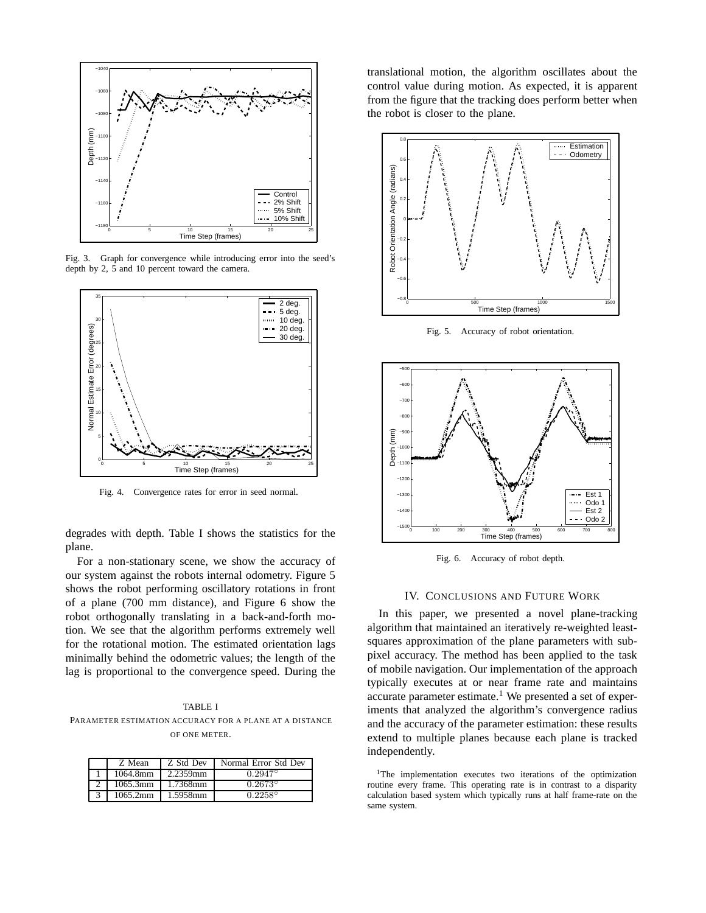Fig. 3. Graph for convergence while introducing error into the seed's depth by 2, 5 and 10 percent toward the camera.

Fig. 4. Convergence rates for error in seed normal.

degrades with depth. Table I shows the statistics for the plane.

For a non-stationary scene, we show the accuracy of our system against the robots internal odometry. Figure 5 shows the robot performing oscillatory rotations in front of a plane (700 mm distance), and Figure 6 show the robot orthogonally translating in a back-and-forth motion. We see that the algorithm performs extremely well for the rotational motion. The estimated orientation lags minimally behind the odometric values; the length of the lag is proportional to the convergence speed. During the translational motion, the algorithm oscillates about the control value during motion. As expected, it is apparent from the figure that the tracking does perform better when the robot is closer to the plane.

TABLE I

PARAMETER ESTIMATION ACCURACY FOR A PLANE AT A DISTANCE OF ONE METER.

| | Z Mean | Z Std Dev | Normal Error Std Dev |
|---|---|---|---|
| 1 | 1064.8mm | 2.2359mm | $0.2947°$ |
| 2 | 1065.3mm | 1.7368mm | $0.2673°$ |
| 3 | 1065.2mm | 1.5958mm | $0.2258°$ |

Fig. 5. Accuracy of robot orientation.

Fig. 6. Accuracy of robot depth.

## IV. Conclusions and Future Work

In this paper, we presented a novel plane-tracking algorithm that maintained an iteratively re-weighted least-squares approximation of the plane parameters with sub-pixel accuracy. The method has been applied to the task of mobile navigation. Our implementation of the approach typically executes at or near frame rate and maintains accurate parameter estimate.[1] We presented a set of experiments that analyzed the algorithm's convergence radius and the accuracy of the parameter estimation: these results extend to multiple planes because each plane is tracked independently.

[1]The implementation executes two iterations of the optimization routine every frame. This operating rate is in contrast to a disparity calculation based system which typically runs at half frame-rate on the same system.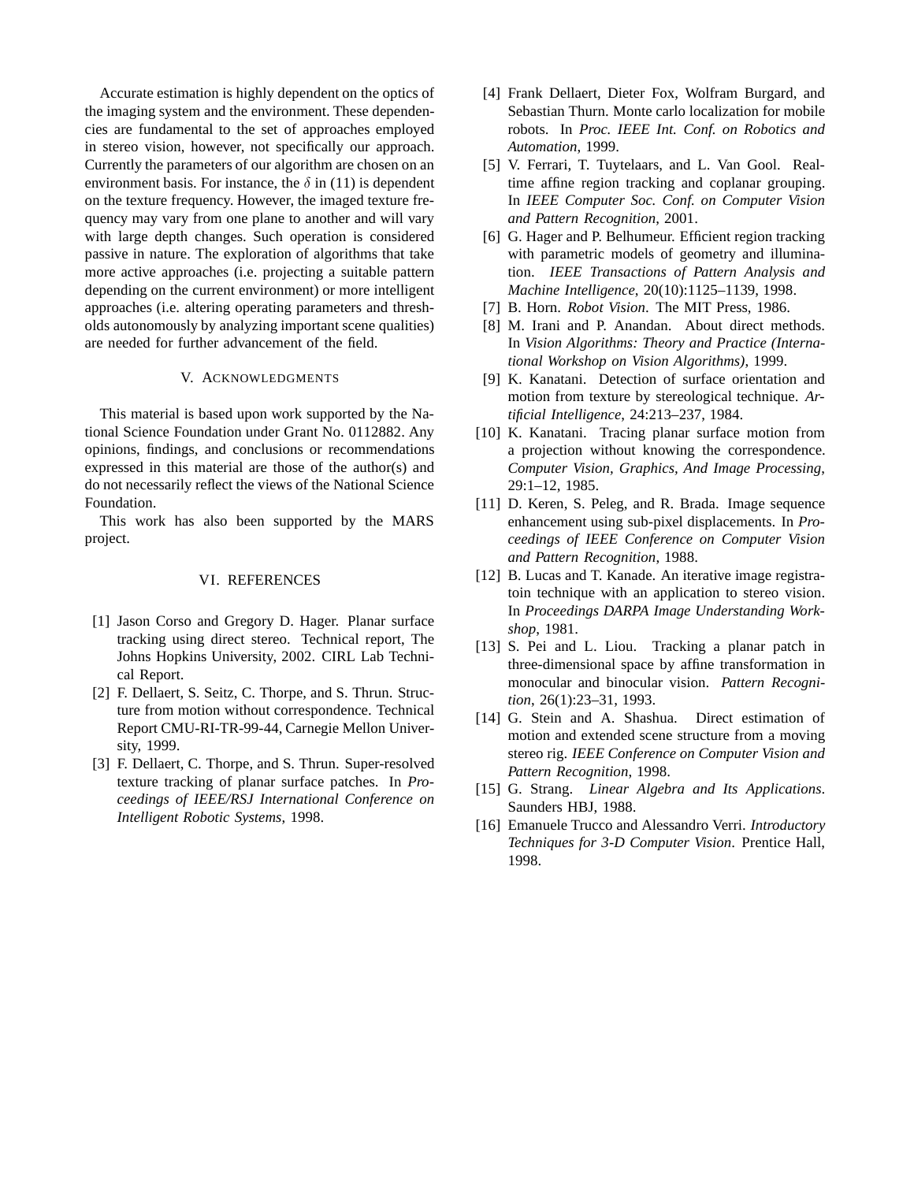Accurate estimation is highly dependent on the optics of the imaging system and the environment. These dependencies are fundamental to the set of approaches employed in stereo vision, however, not specifically our approach. Currently the parameters of our algorithm are chosen on an environment basis. For instance, the $\delta$ in (11) is dependent on the texture frequency. However, the imaged texture frequency may vary from one plane to another and will vary with large depth changes. Such operation is considered passive in nature. The exploration of algorithms that take more active approaches (i.e. projecting a suitable pattern depending on the current environment) or more intelligent approaches (i.e. altering operating parameters and thresholds autonomously by analyzing important scene qualities) are needed for further advancement of the field.

## V. Acknowledgments

This material is based upon work supported by the National Science Foundation under Grant No. 0112882. Any opinions, findings, and conclusions or recommendations expressed in this material are those of the author(s) and do not necessarily reflect the views of the National Science Foundation.

This work has also been supported by the MARS project.

## VI. References

[1] Jason Corso and Gregory D. Hager. Planar surface tracking using direct stereo. Technical report, The Johns Hopkins University, 2002. CIRL Lab Technical Report.

[2] F. Dellaert, S. Seitz, C. Thorpe, and S. Thrun. Structure from motion without correspondence. Technical Report CMU-RI-TR-99-44, Carnegie Mellon University, 1999.

[3] F. Dellaert, C. Thorpe, and S. Thrun. Super-resolved texture tracking of planar surface patches. In *Proceedings of IEEE/RSJ International Conference on Intelligent Robotic Systems*, 1998.

[4] Frank Dellaert, Dieter Fox, Wolfram Burgard, and Sebastian Thurn. Monte carlo localization for mobile robots. In *Proc. IEEE Int. Conf. on Robotics and Automation*, 1999.

[5] V. Ferrari, T. Tuytelaars, and L. Van Gool. Real-time affine region tracking and coplanar grouping. In *IEEE Computer Soc. Conf. on Computer Vision and Pattern Recognition*, 2001.

[6] G. Hager and P. Belhumeur. Efficient region tracking with parametric models of geometry and illumination. *IEEE Transactions of Pattern Analysis and Machine Intelligence*, 20(10):1125–1139, 1998.

[7] B. Horn. *Robot Vision*. The MIT Press, 1986.

[8] M. Irani and P. Anandan. About direct methods. In *Vision Algorithms: Theory and Practice (International Workshop on Vision Algorithms)*, 1999.

[9] K. Kanatani. Detection of surface orientation and motion from texture by stereological technique. *Artificial Intelligence*, 24:213–237, 1984.

[10] K. Kanatani. Tracing planar surface motion from a projection without knowing the correspondence. *Computer Vision, Graphics, And Image Processing*, 29:1–12, 1985.

[11] D. Keren, S. Peleg, and R. Brada. Image sequence enhancement using sub-pixel displacements. In *Proceedings of IEEE Conference on Computer Vision and Pattern Recognition*, 1988.

[12] B. Lucas and T. Kanade. An iterative image registratoin technique with an application to stereo vision. In *Proceedings DARPA Image Understanding Workshop*, 1981.

[13] S. Pei and L. Liou. Tracking a planar patch in three-dimensional space by affine transformation in monocular and binocular vision. *Pattern Recognition*, 26(1):23–31, 1993.

[14] G. Stein and A. Shashua. Direct estimation of motion and extended scene structure from a moving stereo rig. *IEEE Conference on Computer Vision and Pattern Recognition*, 1998.

[15] G. Strang. *Linear Algebra and Its Applications*. Saunders HBJ, 1988.

[16] Emanuele Trucco and Alessandro Verri. *Introductory Techniques for 3-D Computer Vision*. Prentice Hall, 1998.